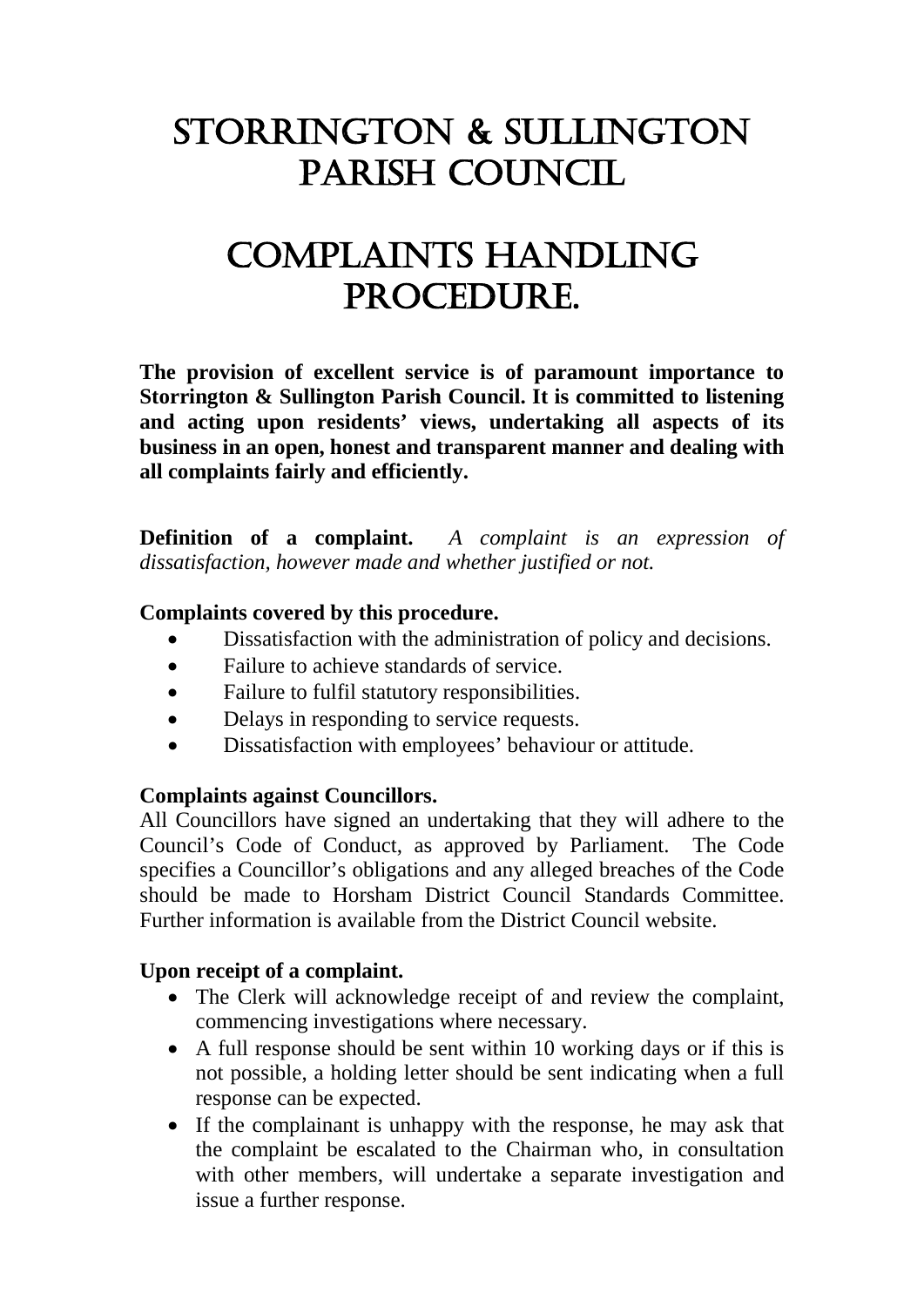# STORRINGTON & SULLINGTON PARISH COUNCIL

# COMPLAINTS HANDLING PROCEDURE.

**The provision of excellent service is of paramount importance to Storrington & Sullington Parish Council. It is committed to listening and acting upon residents' views, undertaking all aspects of its business in an open, honest and transparent manner and dealing with all complaints fairly and efficiently.**

**Definition of a complaint.** *A complaint is an expression of dissatisfaction, however made and whether justified or not.*

**Complaints covered by this procedure.**

- Dissatisfaction with the administration of policy and decisions.
- Failure to achieve standards of service.
- Failure to fulfil statutory responsibilities.
- Delays in responding to service requests.
- Dissatisfaction with employees' behaviour or attitude.

**Complaints against Councillors.**

All Councillors have signed an undertaking that they will adhere to the Council's Code of Conduct, as approved by Parliament. The Code specifies a Councillor's obligations and any alleged breaches of the Code should be made to Horsham District Council Standards Committee. Further information is available from the District Council website.

**Upon receipt of a complaint.**

- The Clerk will acknowledge receipt of and review the complaint, commencing investigations where necessary.
- A full response should be sent within 10 working days or if this is not possible, a holding letter should be sent indicating when a full response can be expected.
- If the complainant is unhappy with the response, he may ask that the complaint be escalated to the Chairman who, in consultation with other members, will undertake a separate investigation and issue a further response.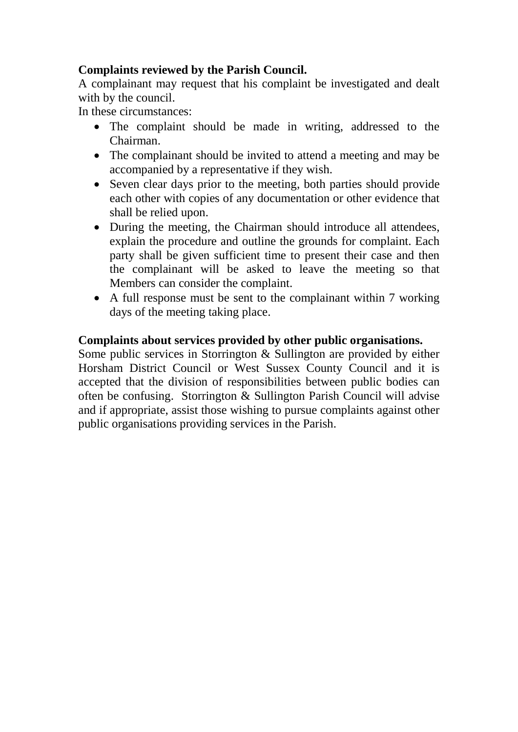**Complaints reviewed by the Parish Council.**

A complainant may request that his complaint be investigated and dealt with by the council.

In these circumstances:

- The complaint should be made in writing, addressed to the Chairman.
- The complainant should be invited to attend a meeting and may be accompanied by a representative if they wish.
- Seven clear days prior to the meeting, both parties should provide each other with copies of any documentation or other evidence that shall be relied upon.
- During the meeting, the Chairman should introduce all attendees, explain the procedure and outline the grounds for complaint. Each party shall be given sufficient time to present their case and then the complainant will be asked to leave the meeting so that Members can consider the complaint.
- A full response must be sent to the complainant within 7 working days of the meeting taking place.

**Complaints about services provided by other public organisations.**

Some public services in Storrington & Sullington are provided by either Horsham District Council or West Sussex County Council and it is accepted that the division of responsibilities between public bodies can often be confusing. Storrington & Sullington Parish Council will advise and if appropriate, assist those wishing to pursue complaints against other public organisations providing services in the Parish.